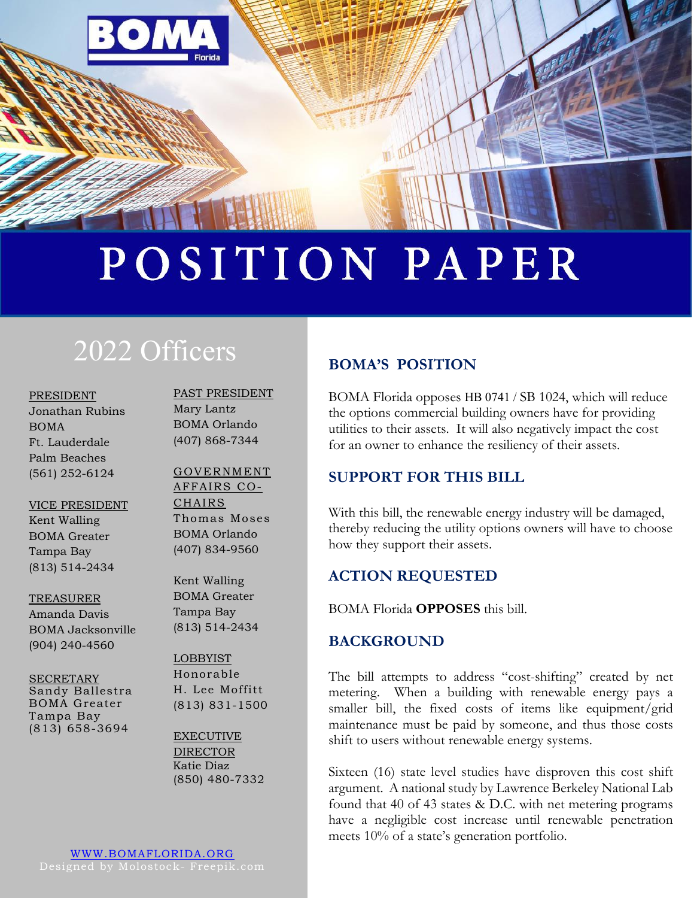BOMA Florida

# POSITION PAPER

## 2022 Officers

PRESIDENT
Jonathan Rubins
BOMA
Ft. Lauderdale
Palm Beaches
(561) 252-6124

VICE PRESIDENT
Kent Walling
BOMA Greater
Tampa Bay
(813) 514-2434

TREASURER
Amanda Davis
BOMA Jacksonville
(904) 240-4560

SECRETARY
Sandy Ballestra
BOMA Greater
Tampa Bay
(813) 658-3694

PAST PRESIDENT
Mary Lantz
BOMA Orlando
(407) 868-7344

GOVERNMENT AFFAIRS CO-CHAIRS
Thomas Moses
BOMA Orlando
(407) 834-9560

Kent Walling
BOMA Greater
Tampa Bay
(813) 514-2434

LOBBYIST
Honorable
H. Lee Moffitt
(813) 831-1500

EXECUTIVE DIRECTOR
Katie Diaz
(850) 480-7332

WWW.BOMAFLORIDA.ORG
Designed by Molostock- Freepik.com

## BOMA'S POSITION

BOMA Florida opposes HB 0741 / SB 1024, which will reduce the options commercial building owners have for providing utilities to their assets. It will also negatively impact the cost for an owner to enhance the resiliency of their assets.

## SUPPORT FOR THIS BILL

With this bill, the renewable energy industry will be damaged, thereby reducing the utility options owners will have to choose how they support their assets.

## ACTION REQUESTED

BOMA Florida **OPPOSES** this bill.

## BACKGROUND

The bill attempts to address "cost-shifting" created by net metering. When a building with renewable energy pays a smaller bill, the fixed costs of items like equipment/grid maintenance must be paid by someone, and thus those costs shift to users without renewable energy systems.

Sixteen (16) state level studies have disproven this cost shift argument. A national study by Lawrence Berkeley National Lab found that 40 of 43 states & D.C. with net metering programs have a negligible cost increase until renewable penetration meets 10% of a state's generation portfolio.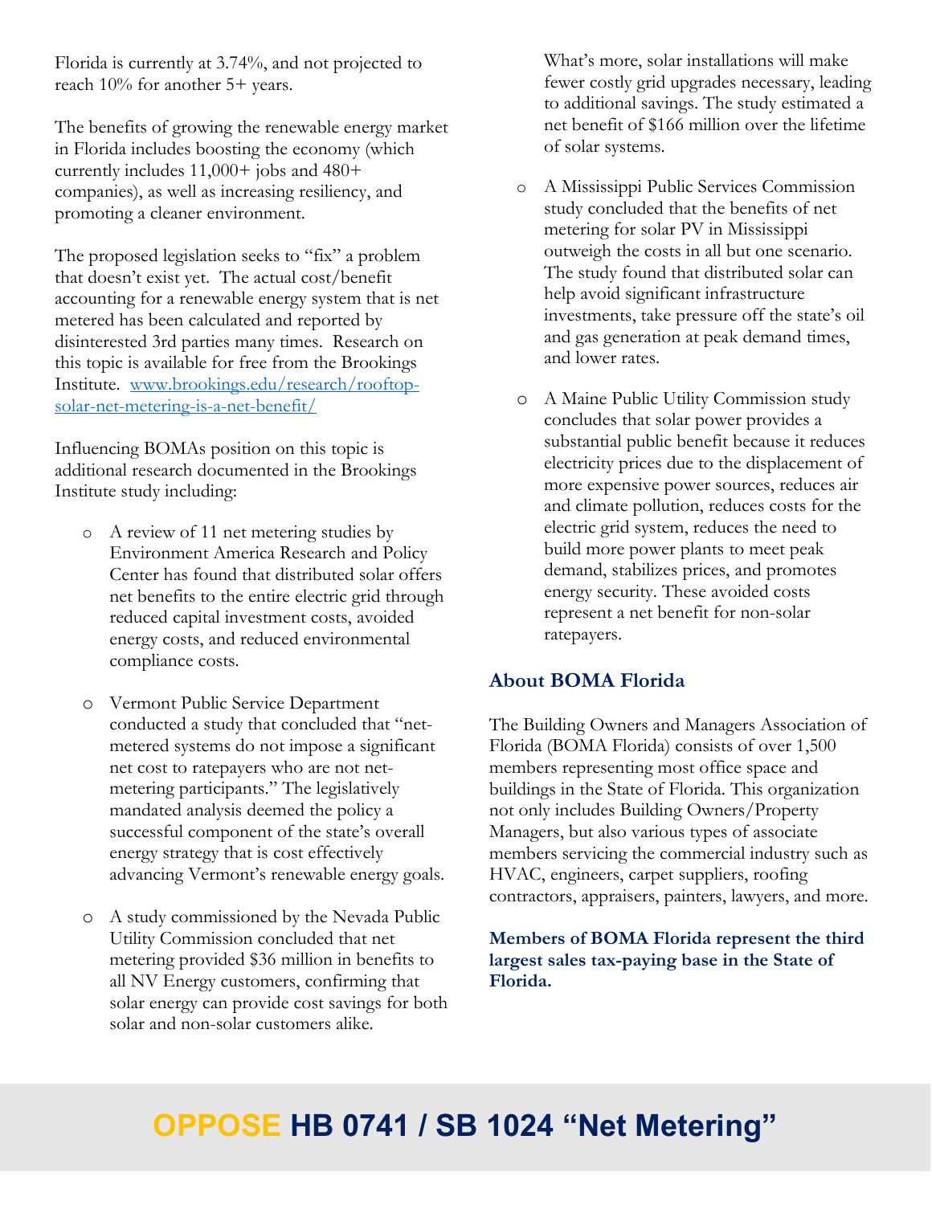Florida is currently at 3.74%, and not projected to reach 10% for another 5+ years.

The benefits of growing the renewable energy market in Florida includes boosting the economy (which currently includes 11,000+ jobs and 480+ companies), as well as increasing resiliency, and promoting a cleaner environment.

The proposed legislation seeks to "fix" a problem that doesn't exist yet. The actual cost/benefit accounting for a renewable energy system that is net metered has been calculated and reported by disinterested 3rd parties many times. Research on this topic is available for free from the Brookings Institute. [www.brookings.edu/research/rooftop-solar-net-metering-is-a-net-benefit/](http://www.brookings.edu/research/rooftop-solar-net-metering-is-a-net-benefit/)

Influencing BOMAs position on this topic is additional research documented in the Brookings Institute study including:

- A review of 11 net metering studies by Environment America Research and Policy Center has found that distributed solar offers net benefits to the entire electric grid through reduced capital investment costs, avoided energy costs, and reduced environmental compliance costs.
- Vermont Public Service Department conducted a study that concluded that "net-metered systems do not impose a significant net cost to ratepayers who are not net-metering participants." The legislatively mandated analysis deemed the policy a successful component of the state's overall energy strategy that is cost effectively advancing Vermont's renewable energy goals.
- A study commissioned by the Nevada Public Utility Commission concluded that net metering provided $36 million in benefits to all NV Energy customers, confirming that solar energy can provide cost savings for both solar and non-solar customers alike.

  What's more, solar installations will make fewer costly grid upgrades necessary, leading to additional savings. The study estimated a net benefit of $166 million over the lifetime of solar systems.
- A Mississippi Public Services Commission study concluded that the benefits of net metering for solar PV in Mississippi outweigh the costs in all but one scenario. The study found that distributed solar can help avoid significant infrastructure investments, take pressure off the state's oil and gas generation at peak demand times, and lower rates.
- A Maine Public Utility Commission study concludes that solar power provides a substantial public benefit because it reduces electricity prices due to the displacement of more expensive power sources, reduces air and climate pollution, reduces costs for the electric grid system, reduces the need to build more power plants to meet peak demand, stabilizes prices, and promotes energy security. These avoided costs represent a net benefit for non-solar ratepayers.

## About BOMA Florida

The Building Owners and Managers Association of Florida (BOMA Florida) consists of over 1,500 members representing most office space and buildings in the State of Florida. This organization not only includes Building Owners/Property Managers, but also various types of associate members servicing the commercial industry such as HVAC, engineers, carpet suppliers, roofing contractors, appraisers, painters, lawyers, and more.

**Members of BOMA Florida represent the third largest sales tax-paying base in the State of Florida.**

# OPPOSE HB 0741 / SB 1024 "Net Metering"